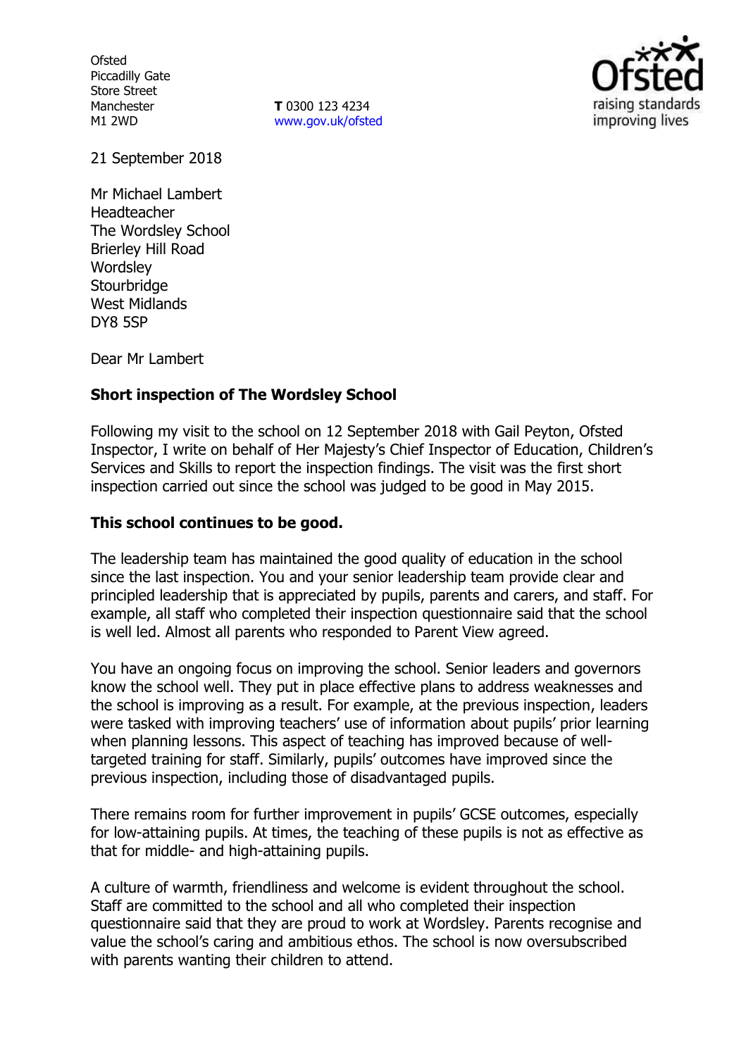Ofsted
Piccadilly Gate
Store Street
Manchester
M1 2WD

**T** 0300 123 4234
www.gov.uk/ofsted

21 September 2018

Mr Michael Lambert
Headteacher
The Wordsley School
Brierley Hill Road
Wordsley
Stourbridge
West Midlands
DY8 5SP

Dear Mr Lambert

**Short inspection of The Wordsley School**

Following my visit to the school on 12 September 2018 with Gail Peyton, Ofsted Inspector, I write on behalf of Her Majesty's Chief Inspector of Education, Children's Services and Skills to report the inspection findings. The visit was the first short inspection carried out since the school was judged to be good in May 2015.

**This school continues to be good.**

The leadership team has maintained the good quality of education in the school since the last inspection. You and your senior leadership team provide clear and principled leadership that is appreciated by pupils, parents and carers, and staff. For example, all staff who completed their inspection questionnaire said that the school is well led. Almost all parents who responded to Parent View agreed.

You have an ongoing focus on improving the school. Senior leaders and governors know the school well. They put in place effective plans to address weaknesses and the school is improving as a result. For example, at the previous inspection, leaders were tasked with improving teachers' use of information about pupils' prior learning when planning lessons. This aspect of teaching has improved because of well-targeted training for staff. Similarly, pupils' outcomes have improved since the previous inspection, including those of disadvantaged pupils.

There remains room for further improvement in pupils' GCSE outcomes, especially for low-attaining pupils. At times, the teaching of these pupils is not as effective as that for middle- and high-attaining pupils.

A culture of warmth, friendliness and welcome is evident throughout the school. Staff are committed to the school and all who completed their inspection questionnaire said that they are proud to work at Wordsley. Parents recognise and value the school's caring and ambitious ethos. The school is now oversubscribed with parents wanting their children to attend.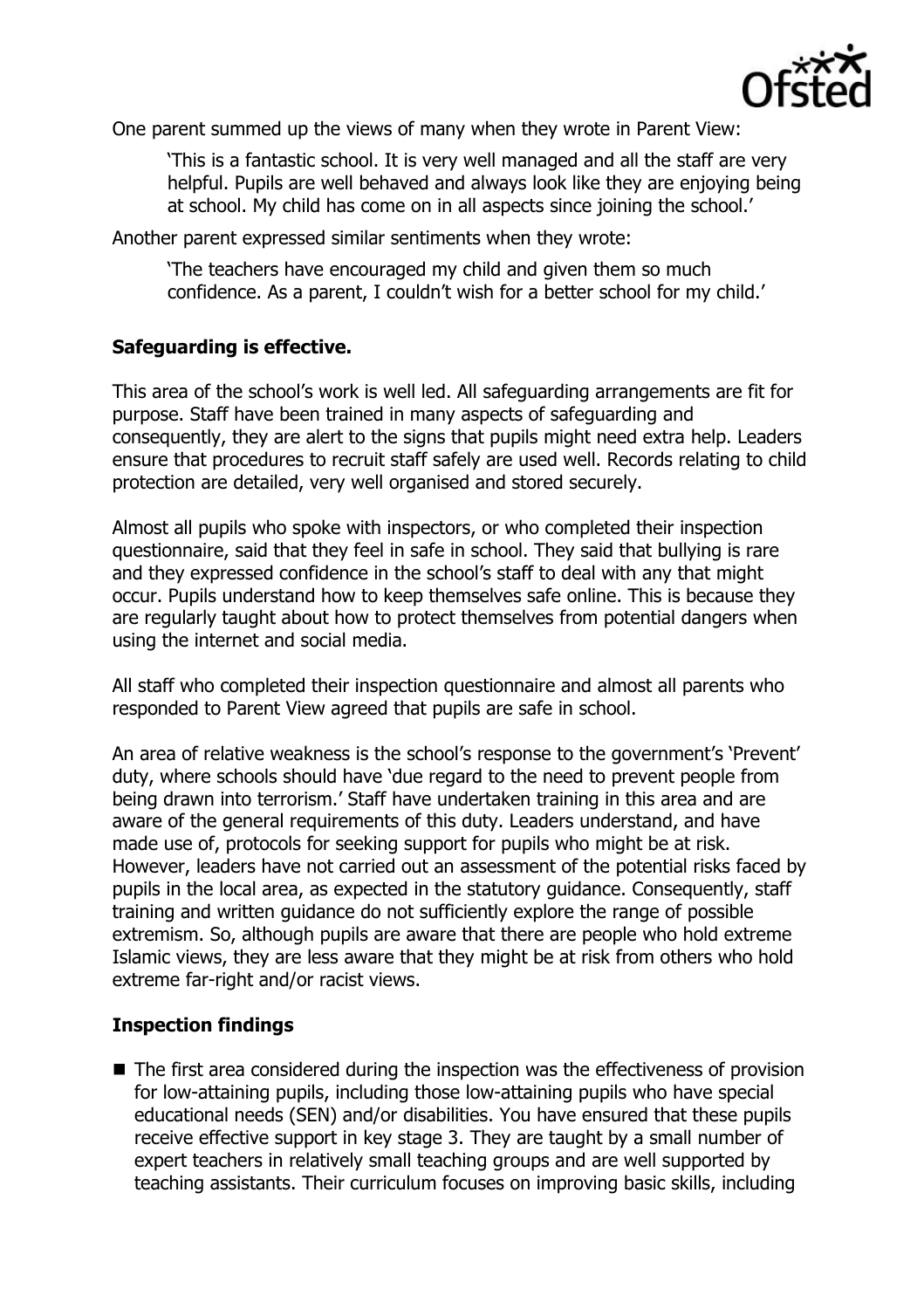One parent summed up the views of many when they wrote in Parent View:

> 'This is a fantastic school. It is very well managed and all the staff are very helpful. Pupils are well behaved and always look like they are enjoying being at school. My child has come on in all aspects since joining the school.'

Another parent expressed similar sentiments when they wrote:

> 'The teachers have encouraged my child and given them so much confidence. As a parent, I couldn't wish for a better school for my child.'

### Safeguarding is effective.

This area of the school's work is well led. All safeguarding arrangements are fit for purpose. Staff have been trained in many aspects of safeguarding and consequently, they are alert to the signs that pupils might need extra help. Leaders ensure that procedures to recruit staff safely are used well. Records relating to child protection are detailed, very well organised and stored securely.

Almost all pupils who spoke with inspectors, or who completed their inspection questionnaire, said that they feel in safe in school. They said that bullying is rare and they expressed confidence in the school's staff to deal with any that might occur. Pupils understand how to keep themselves safe online. This is because they are regularly taught about how to protect themselves from potential dangers when using the internet and social media.

All staff who completed their inspection questionnaire and almost all parents who responded to Parent View agreed that pupils are safe in school.

An area of relative weakness is the school's response to the government's 'Prevent' duty, where schools should have 'due regard to the need to prevent people from being drawn into terrorism.' Staff have undertaken training in this area and are aware of the general requirements of this duty. Leaders understand, and have made use of, protocols for seeking support for pupils who might be at risk. However, leaders have not carried out an assessment of the potential risks faced by pupils in the local area, as expected in the statutory guidance. Consequently, staff training and written guidance do not sufficiently explore the range of possible extremism. So, although pupils are aware that there are people who hold extreme Islamic views, they are less aware that they might be at risk from others who hold extreme far-right and/or racist views.

### Inspection findings

- The first area considered during the inspection was the effectiveness of provision for low-attaining pupils, including those low-attaining pupils who have special educational needs (SEN) and/or disabilities. You have ensured that these pupils receive effective support in key stage 3. They are taught by a small number of expert teachers in relatively small teaching groups and are well supported by teaching assistants. Their curriculum focuses on improving basic skills, including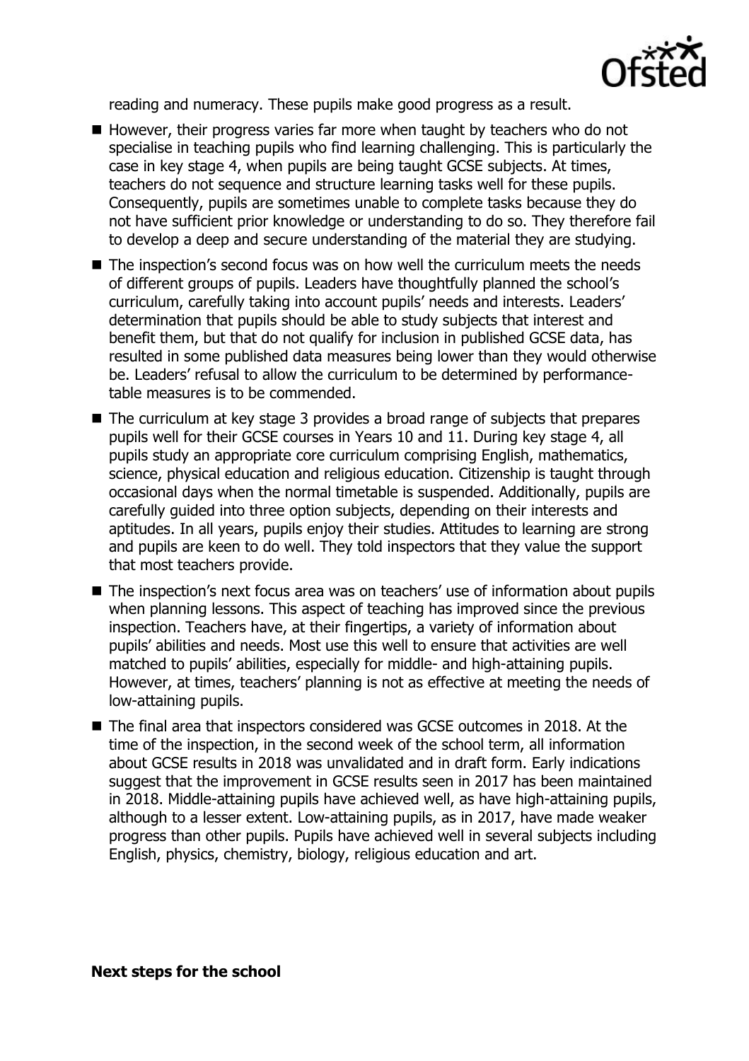reading and numeracy. These pupils make good progress as a result.

- However, their progress varies far more when taught by teachers who do not specialise in teaching pupils who find learning challenging. This is particularly the case in key stage 4, when pupils are being taught GCSE subjects. At times, teachers do not sequence and structure learning tasks well for these pupils. Consequently, pupils are sometimes unable to complete tasks because they do not have sufficient prior knowledge or understanding to do so. They therefore fail to develop a deep and secure understanding of the material they are studying.
- The inspection's second focus was on how well the curriculum meets the needs of different groups of pupils. Leaders have thoughtfully planned the school's curriculum, carefully taking into account pupils' needs and interests. Leaders' determination that pupils should be able to study subjects that interest and benefit them, but that do not qualify for inclusion in published GCSE data, has resulted in some published data measures being lower than they would otherwise be. Leaders' refusal to allow the curriculum to be determined by performance-table measures is to be commended.
- The curriculum at key stage 3 provides a broad range of subjects that prepares pupils well for their GCSE courses in Years 10 and 11. During key stage 4, all pupils study an appropriate core curriculum comprising English, mathematics, science, physical education and religious education. Citizenship is taught through occasional days when the normal timetable is suspended. Additionally, pupils are carefully guided into three option subjects, depending on their interests and aptitudes. In all years, pupils enjoy their studies. Attitudes to learning are strong and pupils are keen to do well. They told inspectors that they value the support that most teachers provide.
- The inspection's next focus area was on teachers' use of information about pupils when planning lessons. This aspect of teaching has improved since the previous inspection. Teachers have, at their fingertips, a variety of information about pupils' abilities and needs. Most use this well to ensure that activities are well matched to pupils' abilities, especially for middle- and high-attaining pupils. However, at times, teachers' planning is not as effective at meeting the needs of low-attaining pupils.
- The final area that inspectors considered was GCSE outcomes in 2018. At the time of the inspection, in the second week of the school term, all information about GCSE results in 2018 was unvalidated and in draft form. Early indications suggest that the improvement in GCSE results seen in 2017 has been maintained in 2018. Middle-attaining pupils have achieved well, as have high-attaining pupils, although to a lesser extent. Low-attaining pupils, as in 2017, have made weaker progress than other pupils. Pupils have achieved well in several subjects including English, physics, chemistry, biology, religious education and art.

**Next steps for the school**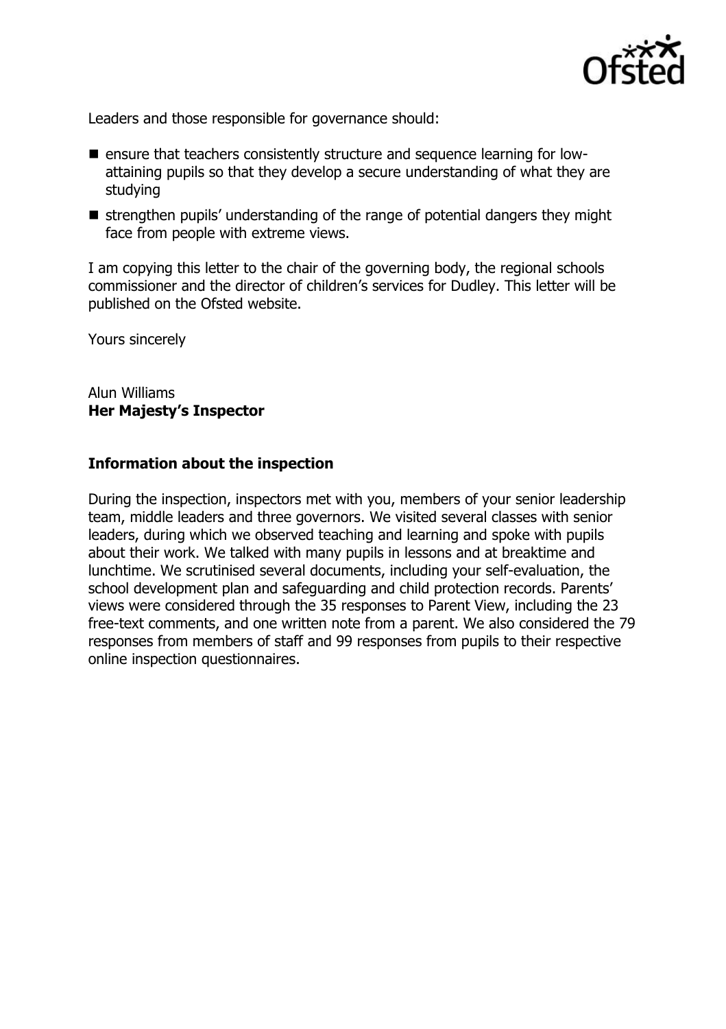Leaders and those responsible for governance should:

- ensure that teachers consistently structure and sequence learning for low-attaining pupils so that they develop a secure understanding of what they are studying
- strengthen pupils' understanding of the range of potential dangers they might face from people with extreme views.

I am copying this letter to the chair of the governing body, the regional schools commissioner and the director of children's services for Dudley. This letter will be published on the Ofsted website.

Yours sincerely

Alun Williams
**Her Majesty's Inspector**

## Information about the inspection

During the inspection, inspectors met with you, members of your senior leadership team, middle leaders and three governors. We visited several classes with senior leaders, during which we observed teaching and learning and spoke with pupils about their work. We talked with many pupils in lessons and at breaktime and lunchtime. We scrutinised several documents, including your self-evaluation, the school development plan and safeguarding and child protection records. Parents' views were considered through the 35 responses to Parent View, including the 23 free-text comments, and one written note from a parent. We also considered the 79 responses from members of staff and 99 responses from pupils to their respective online inspection questionnaires.